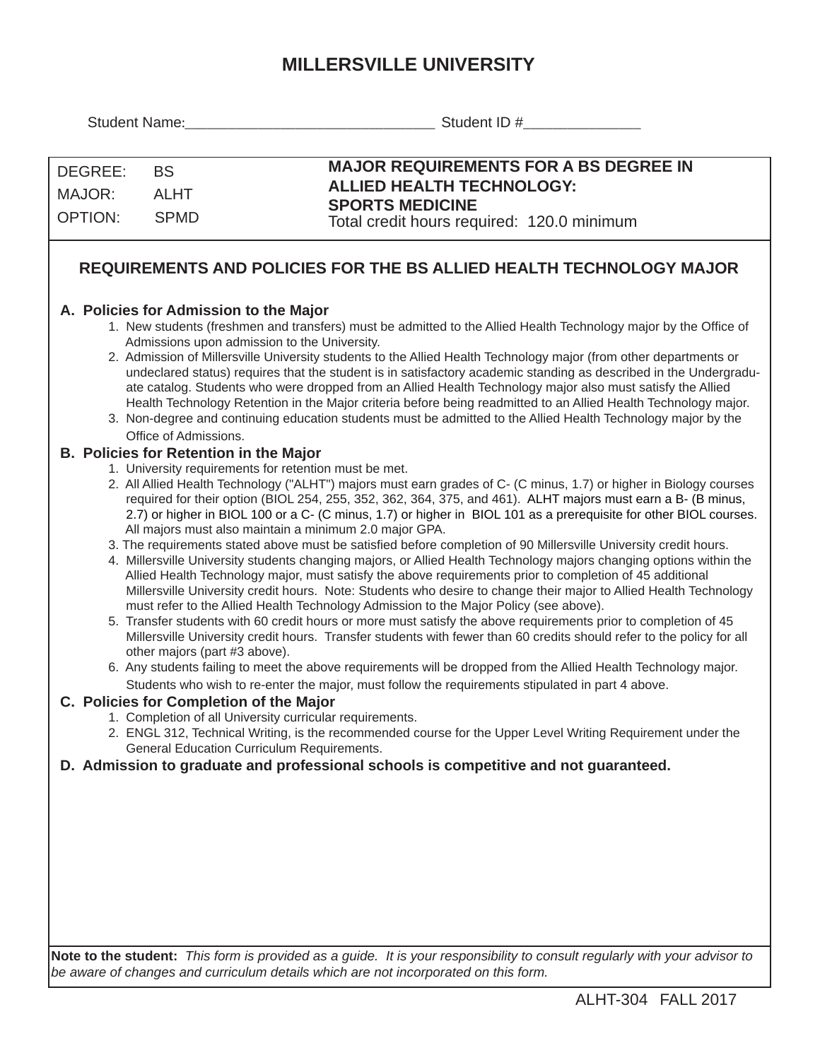# MILLERSVILLE UNIVERSITY

Student Name:______________________________ Student ID #______________

| DEGREE: BS<br>MAJOR: ALHT<br>OPTION: SPMD | **MAJOR REQUIREMENTS FOR A BS DEGREE IN ALLIED HEALTH TECHNOLOGY: SPORTS MEDICINE**<br>Total credit hours required: 120.0 minimum |
|---|---|

## REQUIREMENTS AND POLICIES FOR THE BS ALLIED HEALTH TECHNOLOGY MAJOR

### A. Policies for Admission to the Major

1. New students (freshmen and transfers) must be admitted to the Allied Health Technology major by the Office of Admissions upon admission to the University.
2. Admission of Millersville University students to the Allied Health Technology major (from other departments or undeclared status) requires that the student is in satisfactory academic standing as described in the Undergraduate catalog. Students who were dropped from an Allied Health Technology major also must satisfy the Allied Health Technology Retention in the Major criteria before being readmitted to an Allied Health Technology major.
3. Non-degree and continuing education students must be admitted to the Allied Health Technology major by the Office of Admissions.

### B. Policies for Retention in the Major

1. University requirements for retention must be met.
2. All Allied Health Technology ("ALHT") majors must earn grades of C- (C minus, 1.7) or higher in Biology courses required for their option (BIOL 254, 255, 352, 362, 364, 375, and 461). ALHT majors must earn a B- (B minus, 2.7) or higher in BIOL 100 or a C- (C minus, 1.7) or higher in BIOL 101 as a prerequisite for other BIOL courses. All majors must also maintain a minimum 2.0 major GPA.
3. The requirements stated above must be satisfied before completion of 90 Millersville University credit hours.
4. Millersville University students changing majors, or Allied Health Technology majors changing options within the Allied Health Technology major, must satisfy the above requirements prior to completion of 45 additional Millersville University credit hours. Note: Students who desire to change their major to Allied Health Technology must refer to the Allied Health Technology Admission to the Major Policy (see above).
5. Transfer students with 60 credit hours or more must satisfy the above requirements prior to completion of 45 Millersville University credit hours. Transfer students with fewer than 60 credits should refer to the policy for all other majors (part #3 above).
6. Any students failing to meet the above requirements will be dropped from the Allied Health Technology major. Students who wish to re-enter the major, must follow the requirements stipulated in part 4 above.

### C. Policies for Completion of the Major

1. Completion of all University curricular requirements.
2. ENGL 312, Technical Writing, is the recommended course for the Upper Level Writing Requirement under the General Education Curriculum Requirements.

### D. Admission to graduate and professional schools is competitive and not guaranteed.

**Note to the student:** *This form is provided as a guide. It is your responsibility to consult regularly with your advisor to be aware of changes and curriculum details which are not incorporated on this form.*

ALHT-304 FALL 2017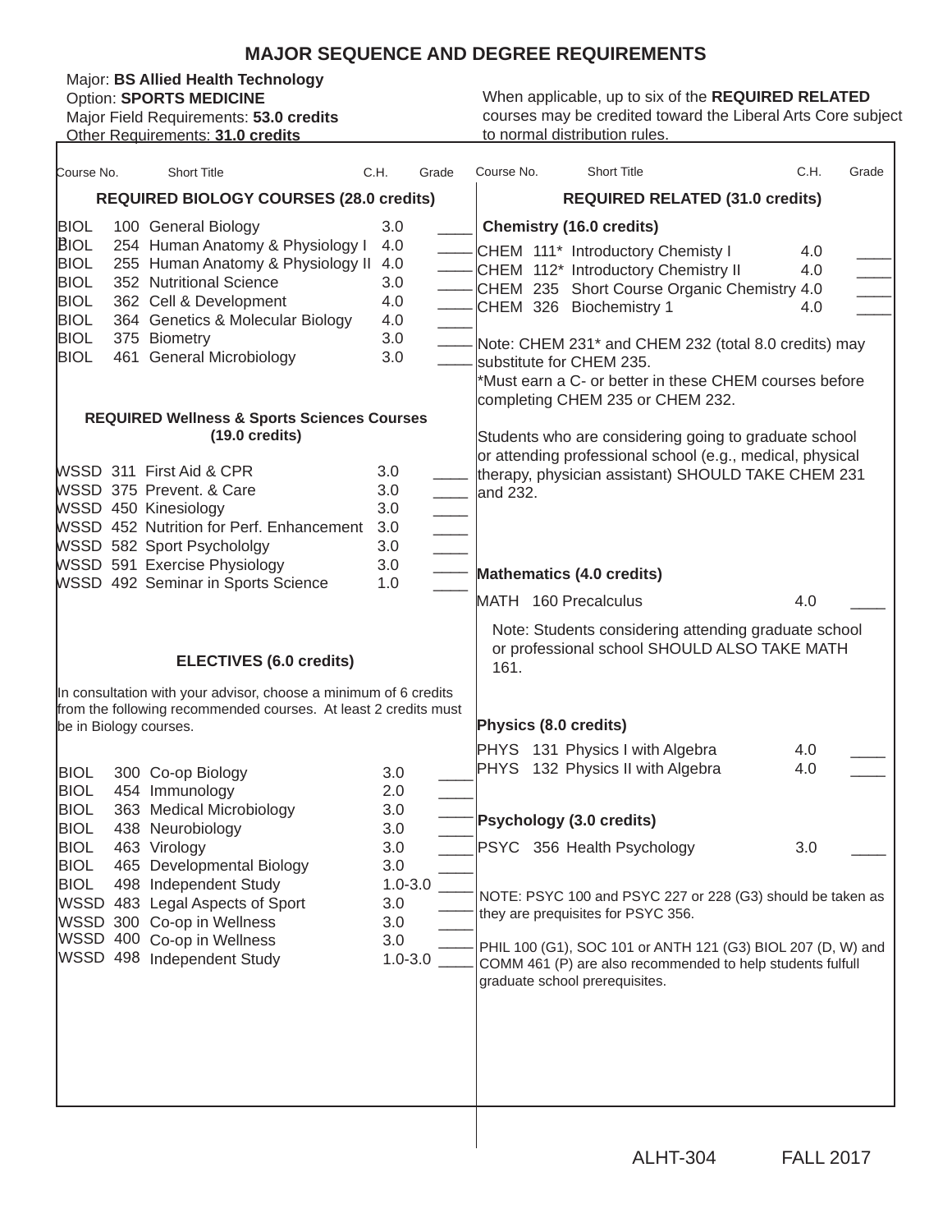# MAJOR SEQUENCE AND DEGREE REQUIREMENTS

Major: **BS Allied Health Technology**
Option: **SPORTS MEDICINE**
Major Field Requirements: **53.0 credits**
Other Requirements: **31.0 credits**

When applicable, up to six of the **REQUIRED RELATED** courses may be credited toward the Liberal Arts Core subject to normal distribution rules.

## REQUIRED BIOLOGY COURSES (28.0 credits)

| Course No. | | Short Title | C.H. | Grade |
|---|---|---|---|---|
| BIOL | 100 | General Biology | 3.0 | ____ |
| BIOL | 254 | Human Anatomy & Physiology I | 4.0 | ____ |
| BIOL | 255 | Human Anatomy & Physiology II | 4.0 | ____ |
| BIOL | 352 | Nutritional Science | 3.0 | ____ |
| BIOL | 362 | Cell & Development | 4.0 | ____ |
| BIOL | 364 | Genetics & Molecular Biology | 4.0 | ____ |
| BIOL | 375 | Biometry | 3.0 | ____ |
| BIOL | 461 | General Microbiology | 3.0 | ____ |

## REQUIRED Wellness & Sports Sciences Courses (19.0 credits)

| Course No. | | Short Title | C.H. | Grade |
|---|---|---|---|---|
| WSSD | 311 | First Aid & CPR | 3.0 | ____ |
| WSSD | 375 | Prevent. & Care | 3.0 | ____ |
| WSSD | 450 | Kinesiology | 3.0 | ____ |
| WSSD | 452 | Nutrition for Perf. Enhancement | 3.0 | ____ |
| WSSD | 582 | Sport Psychololgy | 3.0 | ____ |
| WSSD | 591 | Exercise Physiology | 3.0 | ____ |
| WSSD | 492 | Seminar in Sports Science | 1.0 | ____ |

## ELECTIVES (6.0 credits)

In consultation with your advisor, choose a minimum of 6 credits from the following recommended courses. At least 2 credits must be in Biology courses.

| Course No. | | Short Title | C.H. | Grade |
|---|---|---|---|---|
| BIOL | 300 | Co-op Biology | 3.0 | ____ |
| BIOL | 454 | Immunology | 2.0 | ____ |
| BIOL | 363 | Medical Microbiology | 3.0 | ____ |
| BIOL | 438 | Neurobiology | 3.0 | ____ |
| BIOL | 463 | Virology | 3.0 | ____ |
| BIOL | 465 | Developmental Biology | 3.0 | ____ |
| BIOL | 498 | Independent Study | 1.0-3.0 | ____ |
| WSSD | 483 | Legal Aspects of Sport | 3.0 | ____ |
| WSSD | 300 | Co-op in Wellness | 3.0 | ____ |
| WSSD | 400 | Co-op in Wellness | 3.0 | ____ |
| WSSD | 498 | Independent Study | 1.0-3.0 | ____ |

## REQUIRED RELATED (31.0 credits)

### Chemistry (16.0 credits)

| Course No. | | Short Title | C.H. | Grade |
|---|---|---|---|---|
| CHEM | 111* | Introductory Chemisty I | 4.0 | ____ |
| CHEM | 112* | Introductory Chemistry II | 4.0 | ____ |
| CHEM | 235 | Short Course Organic Chemistry | 4.0 | ____ |
| CHEM | 326 | Biochemistry 1 | 4.0 | ____ |

Note: CHEM 231* and CHEM 232 (total 8.0 credits) may substitute for CHEM 235.
*Must earn a C- or better in these CHEM courses before completing CHEM 235 or CHEM 232.

Students who are considering going to graduate school or attending professional school (e.g., medical, physical therapy, physician assistant) SHOULD TAKE CHEM 231 and 232.

### Mathematics (4.0 credits)

| Course No. | | Short Title | C.H. | Grade |
|---|---|---|---|---|
| MATH | 160 | Precalculus | 4.0 | ____ |

Note: Students considering attending graduate school or professional school SHOULD ALSO TAKE MATH 161.

### Physics (8.0 credits)

| Course No. | | Short Title | C.H. | Grade |
|---|---|---|---|---|
| PHYS | 131 | Physics I with Algebra | 4.0 | ____ |
| PHYS | 132 | Physics II with Algebra | 4.0 | ____ |

### Psychology (3.0 credits)

| Course No. | | Short Title | C.H. | Grade |
|---|---|---|---|---|
| PSYC | 356 | Health Psychology | 3.0 | ____ |

NOTE: PSYC 100 and PSYC 227 or 228 (G3) should be taken as they are prequisites for PSYC 356.

PHIL 100 (G1), SOC 101 or ANTH 121 (G3) BIOL 207 (D, W) and COMM 461 (P) are also recommended to help students fulfull graduate school prerequisites.

ALHT-304 FALL 2017